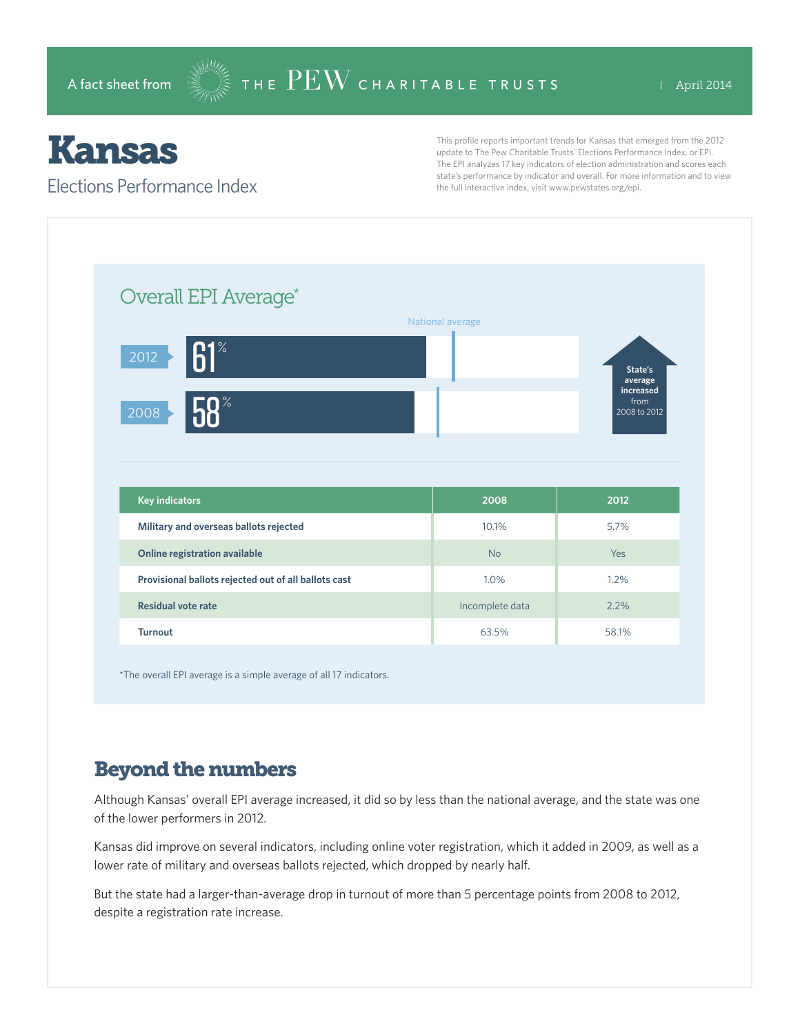A fact sheet from THE PEW CHARITABLE TRUSTS | April 2014

# Kansas

## Elections Performance Index

This profile reports important trends for Kansas that emerged from the 2012 update to The Pew Charitable Trusts' Elections Performance Index, or EPI. The EPI analyzes 17 key indicators of election administration and scores each state's performance by indicator and overall. For more information and to view the full interactive index, visit www.pewstates.org/epi.

### Overall EPI Average*

National average

2012: 61%

2008: 58%

State's average increased from 2008 to 2012

| Key indicators | 2008 | 2012 |
| --- | --- | --- |
| Military and overseas ballots rejected | 10.1% | 5.7% |
| Online registration available | No | Yes |
| Provisional ballots rejected out of all ballots cast | 1.0% | 1.2% |
| Residual vote rate | Incomplete data | 2.2% |
| Turnout | 63.5% | 58.1% |

*The overall EPI average is a simple average of all 17 indicators.

## Beyond the numbers

Although Kansas' overall EPI average increased, it did so by less than the national average, and the state was one of the lower performers in 2012.

Kansas did improve on several indicators, including online voter registration, which it added in 2009, as well as a lower rate of military and overseas ballots rejected, which dropped by nearly half.

But the state had a larger-than-average drop in turnout of more than 5 percentage points from 2008 to 2012, despite a registration rate increase.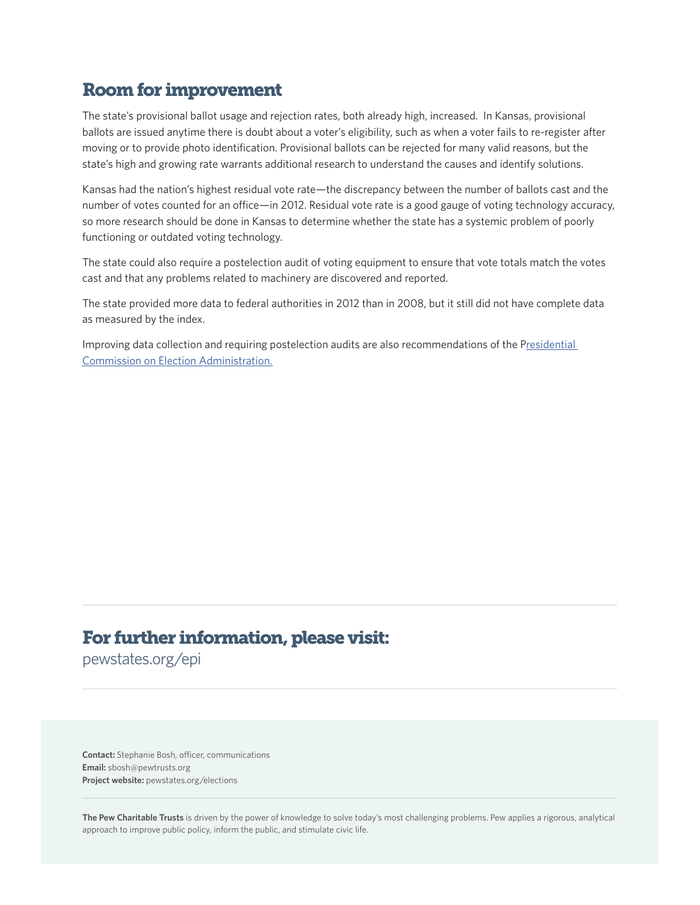## Room for improvement

The state's provisional ballot usage and rejection rates, both already high, increased. In Kansas, provisional ballots are issued anytime there is doubt about a voter's eligibility, such as when a voter fails to re-register after moving or to provide photo identification. Provisional ballots can be rejected for many valid reasons, but the state's high and growing rate warrants additional research to understand the causes and identify solutions.

Kansas had the nation's highest residual vote rate—the discrepancy between the number of ballots cast and the number of votes counted for an office—in 2012. Residual vote rate is a good gauge of voting technology accuracy, so more research should be done in Kansas to determine whether the state has a systemic problem of poorly functioning or outdated voting technology.

The state could also require a postelection audit of voting equipment to ensure that vote totals match the votes cast and that any problems related to machinery are discovered and reported.

The state provided more data to federal authorities in 2012 than in 2008, but it still did not have complete data as measured by the index.

Improving data collection and requiring postelection audits are also recommendations of the Presidential Commission on Election Administration.

## For further information, please visit:

pewstates.org/epi

**Contact:** Stephanie Bosh, officer, communications
**Email:** sbosh@pewtrusts.org
**Project website:** pewstates.org/elections

**The Pew Charitable Trusts** is driven by the power of knowledge to solve today's most challenging problems. Pew applies a rigorous, analytical approach to improve public policy, inform the public, and stimulate civic life.